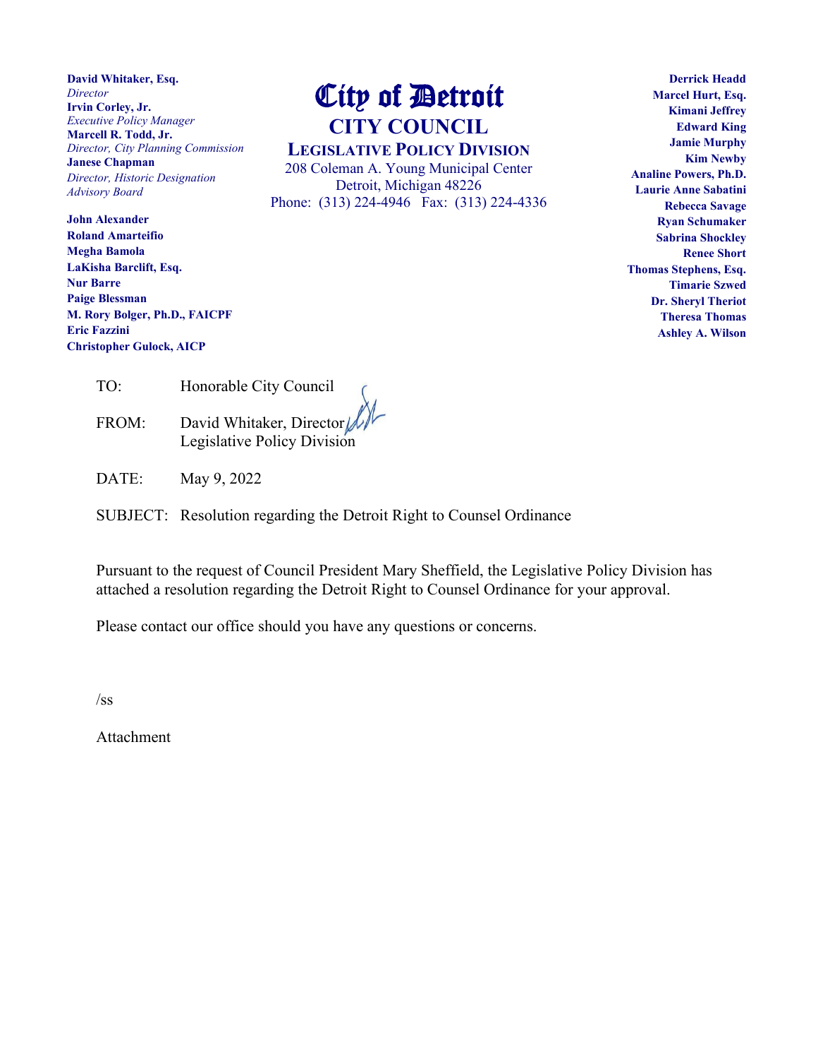**David Whitaker, Esq.**
*Director*
**Irvin Corley, Jr.**
*Executive Policy Manager*
**Marcell R. Todd, Jr.**
*Director, City Planning Commission*
**Janese Chapman**
*Director, Historic Designation Advisory Board*

**John Alexander**
**Roland Amarteifio**
**Megha Bamola**
**LaKisha Barclift, Esq.**
**Nur Barre**
**Paige Blessman**
**M. Rory Bolger, Ph.D., FAICPF**
**Eric Fazzini**
**Christopher Gulock, AICP**

# City of Detroit

## CITY COUNCIL

### LEGISLATIVE POLICY DIVISION

208 Coleman A. Young Municipal Center
Detroit, Michigan 48226
Phone: (313) 224-4946 Fax: (313) 224-4336

**Derrick Headd**
**Marcel Hurt, Esq.**
**Kimani Jeffrey**
**Edward King**
**Jamie Murphy**
**Kim Newby**
**Analine Powers, Ph.D.**
**Laurie Anne Sabatini**
**Rebecca Savage**
**Ryan Schumaker**
**Sabrina Shockley**
**Renee Short**
**Thomas Stephens, Esq.**
**Timarie Szwed**
**Dr. Sheryl Theriot**
**Theresa Thomas**
**Ashley A. Wilson**

TO: Honorable City Council

FROM: David Whitaker, Director
Legislative Policy Division

DATE: May 9, 2022

SUBJECT: Resolution regarding the Detroit Right to Counsel Ordinance

Pursuant to the request of Council President Mary Sheffield, the Legislative Policy Division has attached a resolution regarding the Detroit Right to Counsel Ordinance for your approval.

Please contact our office should you have any questions or concerns.

/ss

Attachment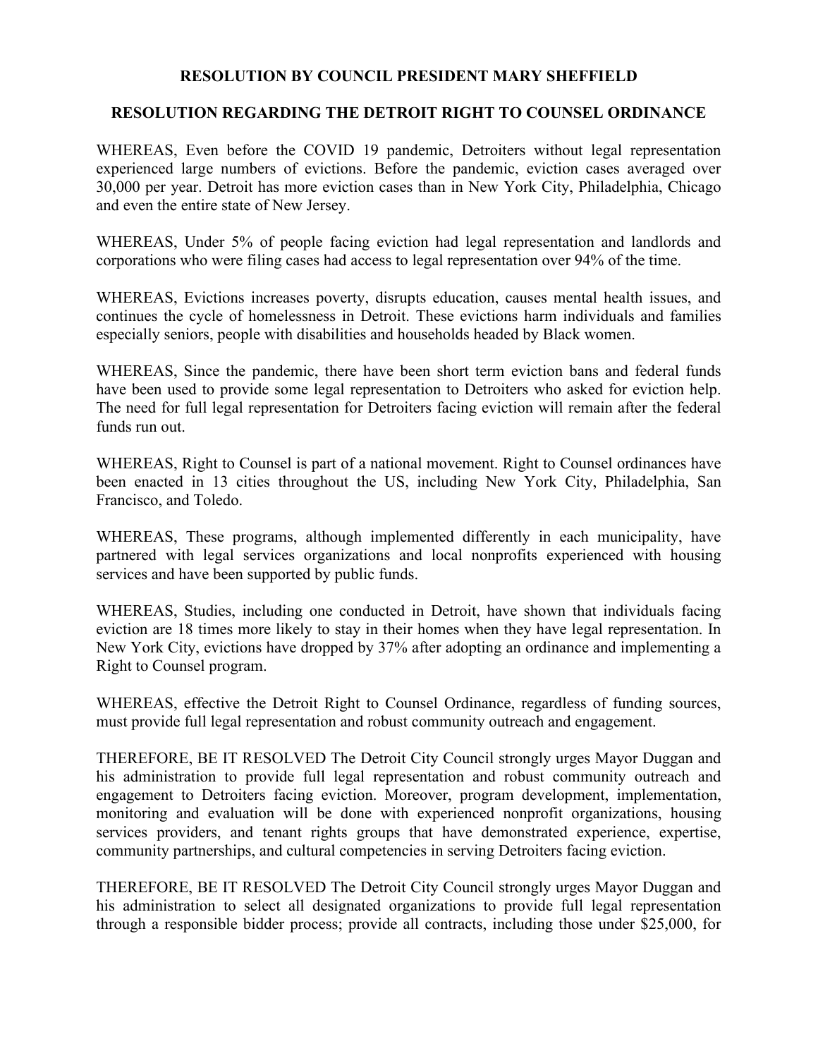**RESOLUTION BY COUNCIL PRESIDENT MARY SHEFFIELD**

**RESOLUTION REGARDING THE DETROIT RIGHT TO COUNSEL ORDINANCE**

WHEREAS, Even before the COVID 19 pandemic, Detroiters without legal representation experienced large numbers of evictions. Before the pandemic, eviction cases averaged over 30,000 per year. Detroit has more eviction cases than in New York City, Philadelphia, Chicago and even the entire state of New Jersey.

WHEREAS, Under 5% of people facing eviction had legal representation and landlords and corporations who were filing cases had access to legal representation over 94% of the time.

WHEREAS, Evictions increases poverty, disrupts education, causes mental health issues, and continues the cycle of homelessness in Detroit. These evictions harm individuals and families especially seniors, people with disabilities and households headed by Black women.

WHEREAS, Since the pandemic, there have been short term eviction bans and federal funds have been used to provide some legal representation to Detroiters who asked for eviction help. The need for full legal representation for Detroiters facing eviction will remain after the federal funds run out.

WHEREAS, Right to Counsel is part of a national movement. Right to Counsel ordinances have been enacted in 13 cities throughout the US, including New York City, Philadelphia, San Francisco, and Toledo.

WHEREAS, These programs, although implemented differently in each municipality, have partnered with legal services organizations and local nonprofits experienced with housing services and have been supported by public funds.

WHEREAS, Studies, including one conducted in Detroit, have shown that individuals facing eviction are 18 times more likely to stay in their homes when they have legal representation. In New York City, evictions have dropped by 37% after adopting an ordinance and implementing a Right to Counsel program.

WHEREAS, effective the Detroit Right to Counsel Ordinance, regardless of funding sources, must provide full legal representation and robust community outreach and engagement.

THEREFORE, BE IT RESOLVED The Detroit City Council strongly urges Mayor Duggan and his administration to provide full legal representation and robust community outreach and engagement to Detroiters facing eviction. Moreover, program development, implementation, monitoring and evaluation will be done with experienced nonprofit organizations, housing services providers, and tenant rights groups that have demonstrated experience, expertise, community partnerships, and cultural competencies in serving Detroiters facing eviction.

THEREFORE, BE IT RESOLVED The Detroit City Council strongly urges Mayor Duggan and his administration to select all designated organizations to provide full legal representation through a responsible bidder process; provide all contracts, including those under $25,000, for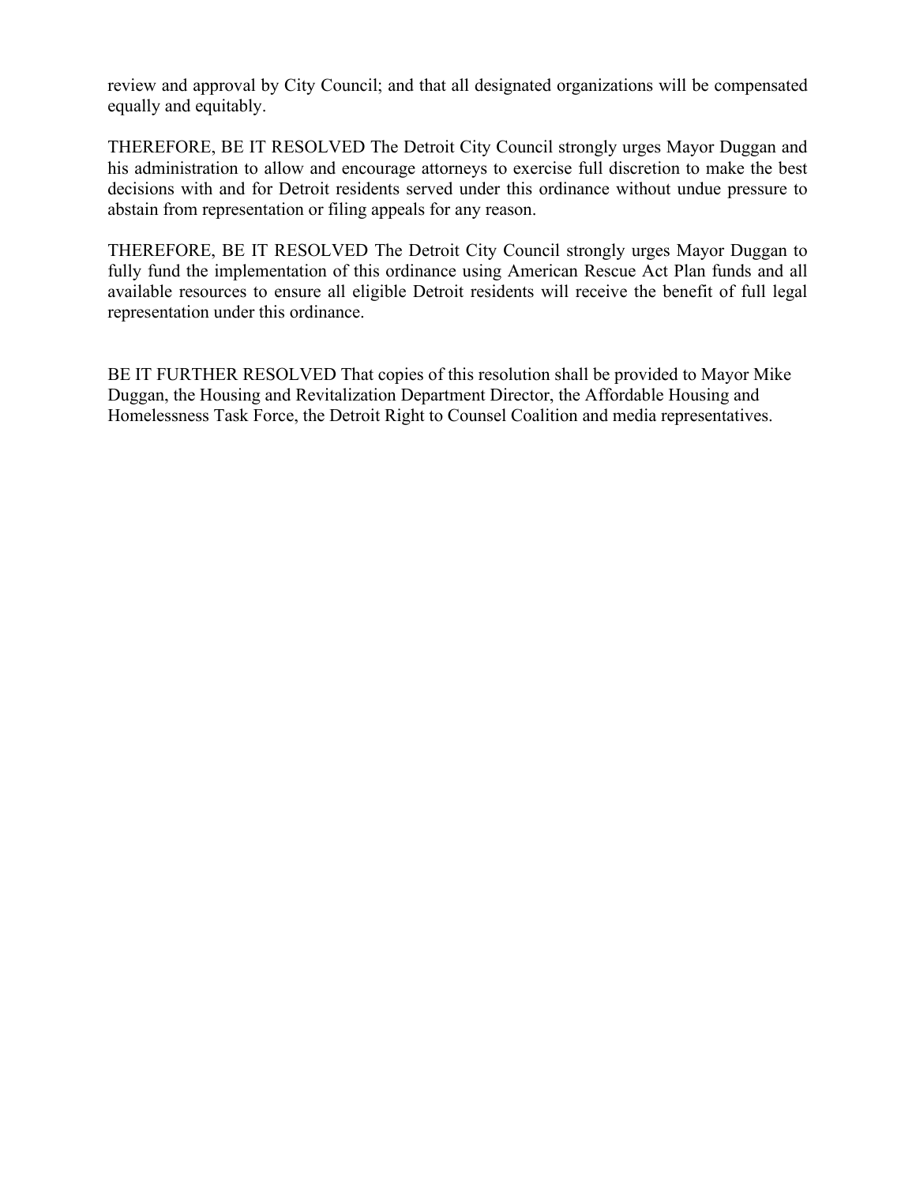review and approval by City Council; and that all designated organizations will be compensated equally and equitably.

THEREFORE, BE IT RESOLVED The Detroit City Council strongly urges Mayor Duggan and his administration to allow and encourage attorneys to exercise full discretion to make the best decisions with and for Detroit residents served under this ordinance without undue pressure to abstain from representation or filing appeals for any reason.

THEREFORE, BE IT RESOLVED The Detroit City Council strongly urges Mayor Duggan to fully fund the implementation of this ordinance using American Rescue Act Plan funds and all available resources to ensure all eligible Detroit residents will receive the benefit of full legal representation under this ordinance.

BE IT FURTHER RESOLVED That copies of this resolution shall be provided to Mayor Mike Duggan, the Housing and Revitalization Department Director, the Affordable Housing and Homelessness Task Force, the Detroit Right to Counsel Coalition and media representatives.